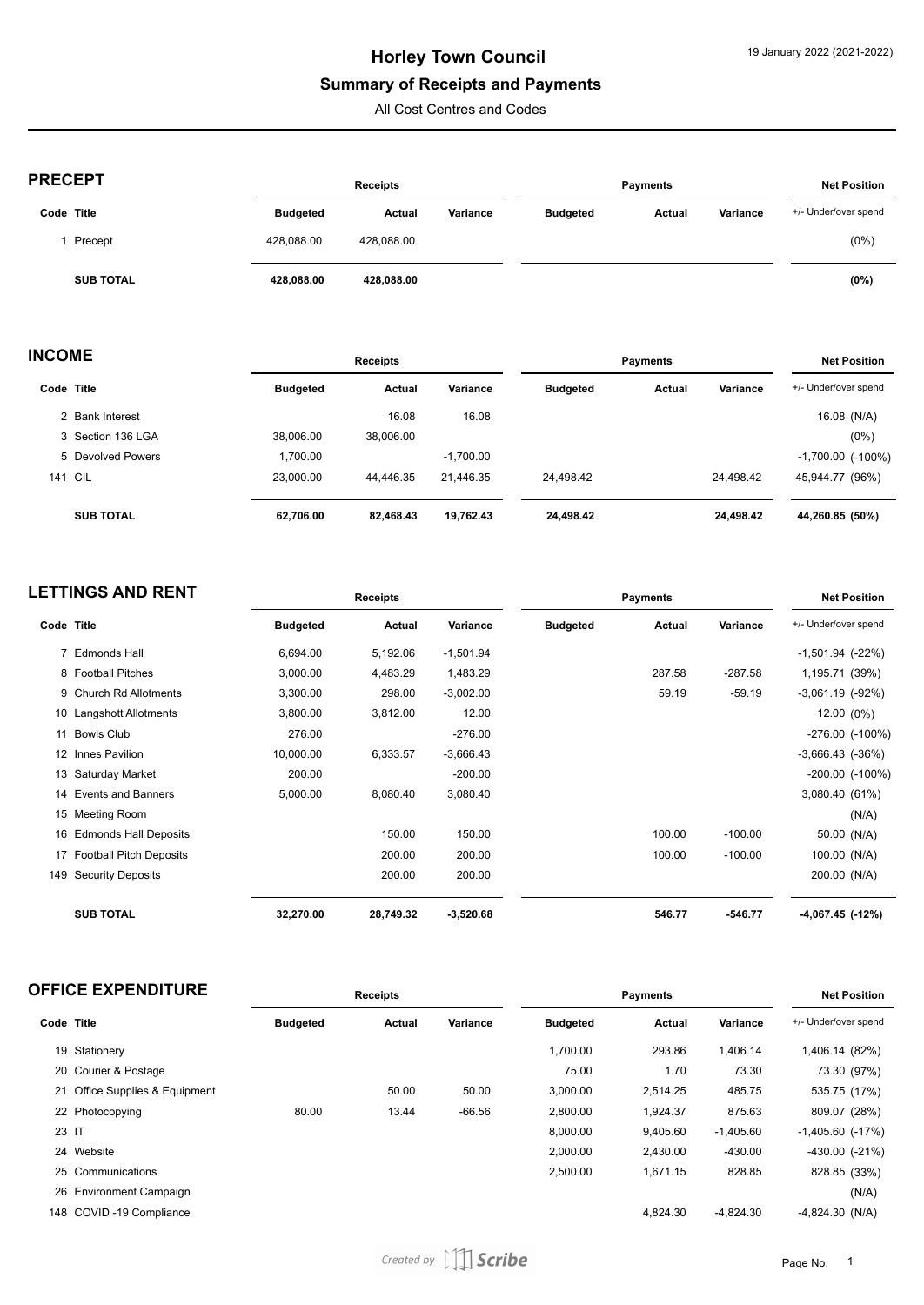# Horley Town Council

## Summary of Receipts and Payments

All Cost Centres and Codes

19 January 2022 (2021-2022)

### PRECEPT

| Code | Title | Receipts | | | Payments | | | Net Position |
|---|---|---|---|---|---|---|---|---|
| | | Budgeted | Actual | Variance | Budgeted | Actual | Variance | +/- Under/over spend |
| 1 | Precept | 428,088.00 | 428,088.00 | | | | | (0%) |
| | **SUB TOTAL** | **428,088.00** | **428,088.00** | | | | | **(0%)** |

### INCOME

| Code | Title | Receipts | | | Payments | | | Net Position |
|---|---|---|---|---|---|---|---|---|
| | | Budgeted | Actual | Variance | Budgeted | Actual | Variance | +/- Under/over spend |
| 2 | Bank Interest | | 16.08 | 16.08 | | | | 16.08 (N/A) |
| 3 | Section 136 LGA | 38,006.00 | 38,006.00 | | | | | (0%) |
| 5 | Devolved Powers | 1,700.00 | | -1,700.00 | | | | -1,700.00 (-100%) |
| 141 | CIL | 23,000.00 | 44,446.35 | 21,446.35 | 24,498.42 | | 24,498.42 | 45,944.77 (96%) |
| | **SUB TOTAL** | **62,706.00** | **82,468.43** | **19,762.43** | **24,498.42** | | **24,498.42** | **44,260.85 (50%)** |

### LETTINGS AND RENT

| Code | Title | Receipts | | | Payments | | | Net Position |
|---|---|---|---|---|---|---|---|---|
| | | Budgeted | Actual | Variance | Budgeted | Actual | Variance | +/- Under/over spend |
| 7 | Edmonds Hall | 6,694.00 | 5,192.06 | -1,501.94 | | | | -1,501.94 (-22%) |
| 8 | Football Pitches | 3,000.00 | 4,483.29 | 1,483.29 | | 287.58 | -287.58 | 1,195.71 (39%) |
| 9 | Church Rd Allotments | 3,300.00 | 298.00 | -3,002.00 | | 59.19 | -59.19 | -3,061.19 (-92%) |
| 10 | Langshott Allotments | 3,800.00 | 3,812.00 | 12.00 | | | | 12.00 (0%) |
| 11 | Bowls Club | 276.00 | | -276.00 | | | | -276.00 (-100%) |
| 12 | Innes Pavilion | 10,000.00 | 6,333.57 | -3,666.43 | | | | -3,666.43 (-36%) |
| 13 | Saturday Market | 200.00 | | -200.00 | | | | -200.00 (-100%) |
| 14 | Events and Banners | 5,000.00 | 8,080.40 | 3,080.40 | | | | 3,080.40 (61%) |
| 15 | Meeting Room | | | | | | | (N/A) |
| 16 | Edmonds Hall Deposits | | 150.00 | 150.00 | | 100.00 | -100.00 | 50.00 (N/A) |
| 17 | Football Pitch Deposits | | 200.00 | 200.00 | | 100.00 | -100.00 | 100.00 (N/A) |
| 149 | Security Deposits | | 200.00 | 200.00 | | | | 200.00 (N/A) |
| | **SUB TOTAL** | **32,270.00** | **28,749.32** | **-3,520.68** | | **546.77** | **-546.77** | **-4,067.45 (-12%)** |

### OFFICE EXPENDITURE

| Code | Title | Receipts | | | Payments | | | Net Position |
|---|---|---|---|---|---|---|---|---|
| | | Budgeted | Actual | Variance | Budgeted | Actual | Variance | +/- Under/over spend |
| 19 | Stationery | | | | 1,700.00 | 293.86 | 1,406.14 | 1,406.14 (82%) |
| 20 | Courier & Postage | | | | 75.00 | 1.70 | 73.30 | 73.30 (97%) |
| 21 | Office Supplies & Equipment | | 50.00 | 50.00 | 3,000.00 | 2,514.25 | 485.75 | 535.75 (17%) |
| 22 | Photocopying | 80.00 | 13.44 | -66.56 | 2,800.00 | 1,924.37 | 875.63 | 809.07 (28%) |
| 23 | IT | | | | 8,000.00 | 9,405.60 | -1,405.60 | -1,405.60 (-17%) |
| 24 | Website | | | | 2,000.00 | 2,430.00 | -430.00 | -430.00 (-21%) |
| 25 | Communications | | | | 2,500.00 | 1,671.15 | 828.85 | 828.85 (33%) |
| 26 | Environment Campaign | | | | | | | (N/A) |
| 148 | COVID -19 Compliance | | | | | 4,824.30 | -4,824.30 | -4,824.30 (N/A) |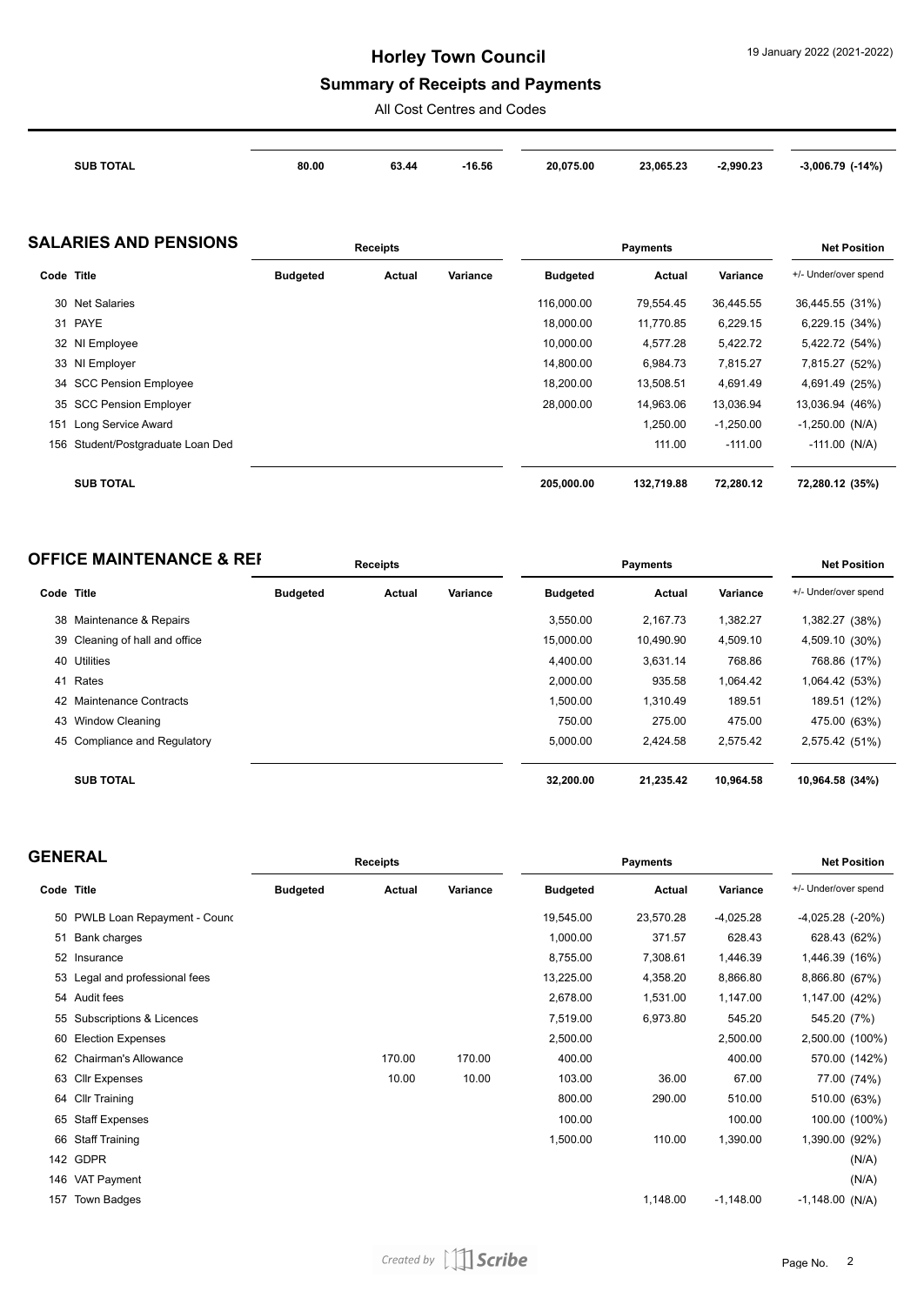| | Budgeted | Actual | Variance | Budgeted | Actual | Variance | +/- Under/over spend |
|---|---|---|---|---|---|---|---|
| **SUB TOTAL** | **80.00** | **63.44** | **-16.56** | **20,075.00** | **23,065.23** | **-2,990.23** | **-3,006.79 (-14%)** |

## SALARIES AND PENSIONS

| Code | Title | Receipts | | | Payments | | | Net Position |
|---|---|---|---|---|---|---|---|---|
| | | Budgeted | Actual | Variance | Budgeted | Actual | Variance | +/- Under/over spend |
| 30 | Net Salaries | | | | 116,000.00 | 79,554.45 | 36,445.55 | 36,445.55 (31%) |
| 31 | PAYE | | | | 18,000.00 | 11,770.85 | 6,229.15 | 6,229.15 (34%) |
| 32 | NI Employee | | | | 10,000.00 | 4,577.28 | 5,422.72 | 5,422.72 (54%) |
| 33 | NI Employer | | | | 14,800.00 | 6,984.73 | 7,815.27 | 7,815.27 (52%) |
| 34 | SCC Pension Employee | | | | 18,200.00 | 13,508.51 | 4,691.49 | 4,691.49 (25%) |
| 35 | SCC Pension Employer | | | | 28,000.00 | 14,963.06 | 13,036.94 | 13,036.94 (46%) |
| 151 | Long Service Award | | | | | 1,250.00 | -1,250.00 | -1,250.00 (N/A) |
| 156 | Student/Postgraduate Loan Ded | | | | | 111.00 | -111.00 | -111.00 (N/A) |
| | **SUB TOTAL** | | | | **205,000.00** | **132,719.88** | **72,280.12** | **72,280.12 (35%)** |

## OFFICE MAINTENANCE & REI

| Code | Title | Receipts | | | Payments | | | Net Position |
|---|---|---|---|---|---|---|---|---|
| | | Budgeted | Actual | Variance | Budgeted | Actual | Variance | +/- Under/over spend |
| 38 | Maintenance & Repairs | | | | 3,550.00 | 2,167.73 | 1,382.27 | 1,382.27 (38%) |
| 39 | Cleaning of hall and office | | | | 15,000.00 | 10,490.90 | 4,509.10 | 4,509.10 (30%) |
| 40 | Utilities | | | | 4,400.00 | 3,631.14 | 768.86 | 768.86 (17%) |
| 41 | Rates | | | | 2,000.00 | 935.58 | 1,064.42 | 1,064.42 (53%) |
| 42 | Maintenance Contracts | | | | 1,500.00 | 1,310.49 | 189.51 | 189.51 (12%) |
| 43 | Window Cleaning | | | | 750.00 | 275.00 | 475.00 | 475.00 (63%) |
| 45 | Compliance and Regulatory | | | | 5,000.00 | 2,424.58 | 2,575.42 | 2,575.42 (51%) |
| | **SUB TOTAL** | | | | **32,200.00** | **21,235.42** | **10,964.58** | **10,964.58 (34%)** |

## GENERAL

| Code | Title | Receipts | | | Payments | | | Net Position |
|---|---|---|---|---|---|---|---|---|
| | | Budgeted | Actual | Variance | Budgeted | Actual | Variance | +/- Under/over spend |
| 50 | PWLB Loan Repayment - Counc | | | | 19,545.00 | 23,570.28 | -4,025.28 | -4,025.28 (-20%) |
| 51 | Bank charges | | | | 1,000.00 | 371.57 | 628.43 | 628.43 (62%) |
| 52 | Insurance | | | | 8,755.00 | 7,308.61 | 1,446.39 | 1,446.39 (16%) |
| 53 | Legal and professional fees | | | | 13,225.00 | 4,358.20 | 8,866.80 | 8,866.80 (67%) |
| 54 | Audit fees | | | | 2,678.00 | 1,531.00 | 1,147.00 | 1,147.00 (42%) |
| 55 | Subscriptions & Licences | | | | 7,519.00 | 6,973.80 | 545.20 | 545.20 (7%) |
| 60 | Election Expenses | | | | 2,500.00 | | 2,500.00 | 2,500.00 (100%) |
| 62 | Chairman's Allowance | | 170.00 | 170.00 | 400.00 | | 400.00 | 570.00 (142%) |
| 63 | Cllr Expenses | | 10.00 | 10.00 | 103.00 | 36.00 | 67.00 | 77.00 (74%) |
| 64 | Cllr Training | | | | 800.00 | 290.00 | 510.00 | 510.00 (63%) |
| 65 | Staff Expenses | | | | 100.00 | | 100.00 | 100.00 (100%) |
| 66 | Staff Training | | | | 1,500.00 | 110.00 | 1,390.00 | 1,390.00 (92%) |
| 142 | GDPR | | | | | | | (N/A) |
| 146 | VAT Payment | | | | | | | (N/A) |
| 157 | Town Badges | | | | | 1,148.00 | -1,148.00 | -1,148.00 (N/A) |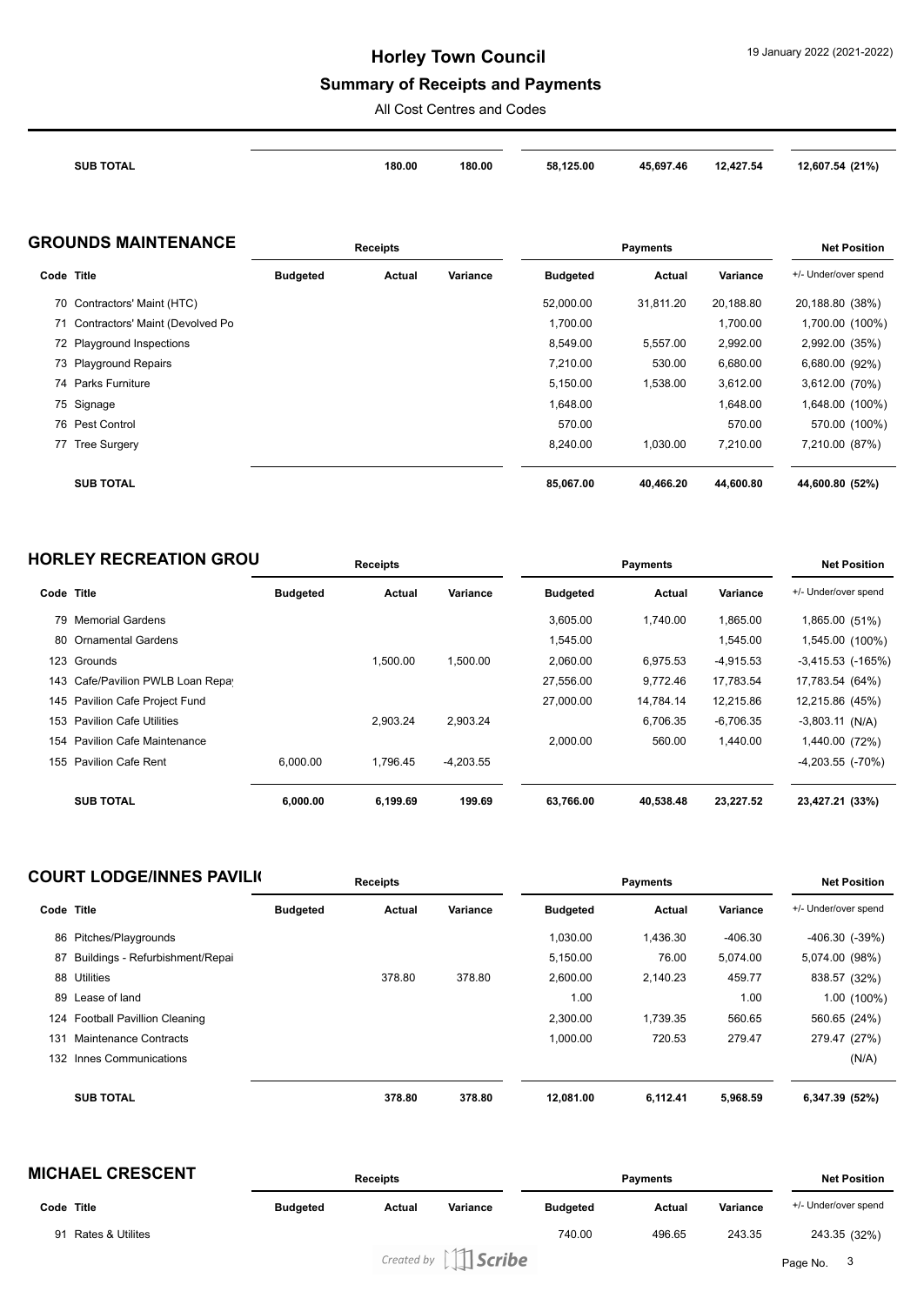| | Receipts | | | Payments | | | Net Position |
|---|---|---|---|---|---|---|---|
| **SUB TOTAL** | | **180.00** | **180.00** | **58,125.00** | **45,697.46** | **12,427.54** | **12,607.54 (21%)** |

## GROUNDS MAINTENANCE

| Code Title | Receipts | | | Payments | | | Net Position |
|---|---|---|---|---|---|---|---|
| | **Budgeted** | **Actual** | **Variance** | **Budgeted** | **Actual** | **Variance** | +/- Under/over spend |
| 70 Contractors' Maint (HTC) | | | | 52,000.00 | 31,811.20 | 20,188.80 | 20,188.80 (38%) |
| 71 Contractors' Maint (Devolved Po | | | | 1,700.00 | | 1,700.00 | 1,700.00 (100%) |
| 72 Playground Inspections | | | | 8,549.00 | 5,557.00 | 2,992.00 | 2,992.00 (35%) |
| 73 Playground Repairs | | | | 7,210.00 | 530.00 | 6,680.00 | 6,680.00 (92%) |
| 74 Parks Furniture | | | | 5,150.00 | 1,538.00 | 3,612.00 | 3,612.00 (70%) |
| 75 Signage | | | | 1,648.00 | | 1,648.00 | 1,648.00 (100%) |
| 76 Pest Control | | | | 570.00 | | 570.00 | 570.00 (100%) |
| 77 Tree Surgery | | | | 8,240.00 | 1,030.00 | 7,210.00 | 7,210.00 (87%) |
| **SUB TOTAL** | | | | **85,067.00** | **40,466.20** | **44,600.80** | **44,600.80 (52%)** |

## HORLEY RECREATION GROU

| Code Title | Receipts | | | Payments | | | Net Position |
|---|---|---|---|---|---|---|---|
| | **Budgeted** | **Actual** | **Variance** | **Budgeted** | **Actual** | **Variance** | +/- Under/over spend |
| 79 Memorial Gardens | | | | 3,605.00 | 1,740.00 | 1,865.00 | 1,865.00 (51%) |
| 80 Ornamental Gardens | | | | 1,545.00 | | 1,545.00 | 1,545.00 (100%) |
| 123 Grounds | | 1,500.00 | 1,500.00 | 2,060.00 | 6,975.53 | -4,915.53 | -3,415.53 (-165%) |
| 143 Cafe/Pavilion PWLB Loan Repa | | | | 27,556.00 | 9,772.46 | 17,783.54 | 17,783.54 (64%) |
| 145 Pavilion Cafe Project Fund | | | | 27,000.00 | 14,784.14 | 12,215.86 | 12,215.86 (45%) |
| 153 Pavilion Cafe Utilities | | 2,903.24 | 2,903.24 | | 6,706.35 | -6,706.35 | -3,803.11 (N/A) |
| 154 Pavilion Cafe Maintenance | | | | 2,000.00 | 560.00 | 1,440.00 | 1,440.00 (72%) |
| 155 Pavilion Cafe Rent | 6,000.00 | 1,796.45 | -4,203.55 | | | | -4,203.55 (-70%) |
| **SUB TOTAL** | **6,000.00** | **6,199.69** | **199.69** | **63,766.00** | **40,538.48** | **23,227.52** | **23,427.21 (33%)** |

## COURT LODGE/INNES PAVILI

| Code Title | Receipts | | | Payments | | | Net Position |
|---|---|---|---|---|---|---|---|
| | **Budgeted** | **Actual** | **Variance** | **Budgeted** | **Actual** | **Variance** | +/- Under/over spend |
| 86 Pitches/Playgrounds | | | | 1,030.00 | 1,436.30 | -406.30 | -406.30 (-39%) |
| 87 Buildings - Refurbishment/Repai | | | | 5,150.00 | 76.00 | 5,074.00 | 5,074.00 (98%) |
| 88 Utilities | | 378.80 | 378.80 | 2,600.00 | 2,140.23 | 459.77 | 838.57 (32%) |
| 89 Lease of land | | | | 1.00 | | 1.00 | 1.00 (100%) |
| 124 Football Pavillion Cleaning | | | | 2,300.00 | 1,739.35 | 560.65 | 560.65 (24%) |
| 131 Maintenance Contracts | | | | 1,000.00 | 720.53 | 279.47 | 279.47 (27%) |
| 132 Innes Communications | | | | | | | (N/A) |
| **SUB TOTAL** | | **378.80** | **378.80** | **12,081.00** | **6,112.41** | **5,968.59** | **6,347.39 (52%)** |

## MICHAEL CRESCENT

| Code Title | Receipts | | | Payments | | | Net Position |
|---|---|---|---|---|---|---|---|
| | **Budgeted** | **Actual** | **Variance** | **Budgeted** | **Actual** | **Variance** | +/- Under/over spend |
| 91 Rates & Utilites | | | | 740.00 | 496.65 | 243.35 | 243.35 (32%) |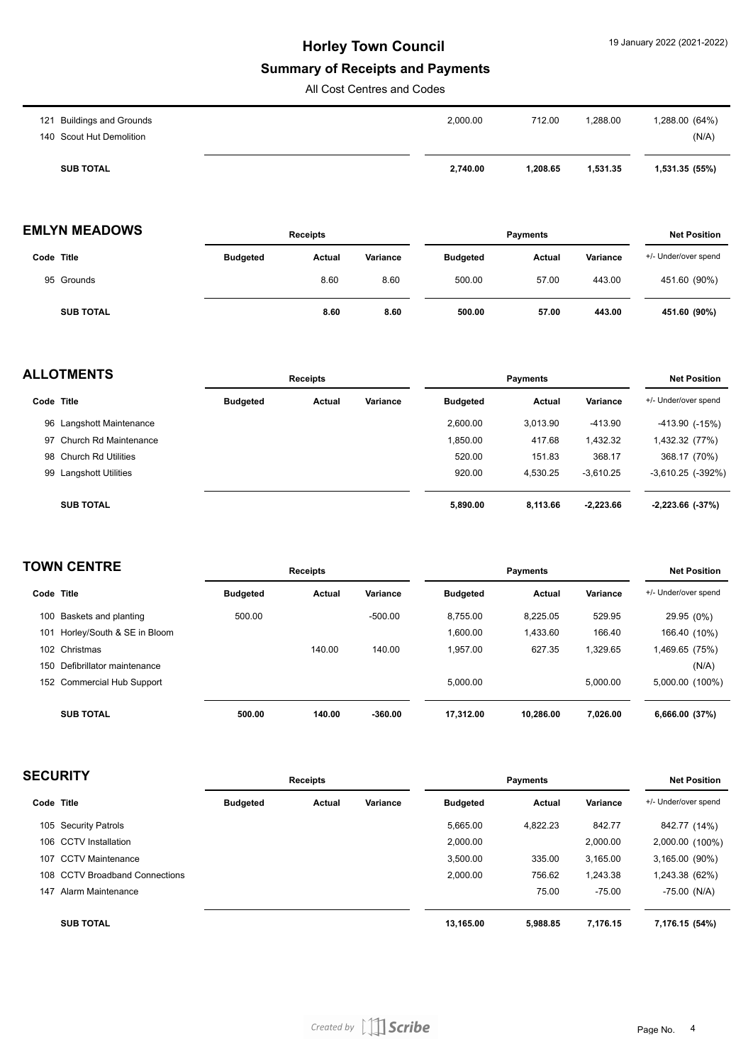# Horley Town Council

## Summary of Receipts and Payments

All Cost Centres and Codes

| Code | Title | Receipts Budgeted | Receipts Actual | Receipts Variance | Payments Budgeted | Payments Actual | Payments Variance | Net Position +/- Under/over spend |
|---|---|---|---|---|---|---|---|---|
| 121 | Buildings and Grounds | | | | 2,000.00 | 712.00 | 1,288.00 | 1,288.00 (64%) |
| 140 | Scout Hut Demolition | | | | | | | (N/A) |
| | **SUB TOTAL** | | | | **2,740.00** | **1,208.65** | **1,531.35** | **1,531.35 (55%)** |

## EMLYN MEADOWS

| | | Receipts | | | Payments | | | Net Position |
|---|---|---|---|---|---|---|---|---|
| **Code** | **Title** | **Budgeted** | **Actual** | **Variance** | **Budgeted** | **Actual** | **Variance** | +/- Under/over spend |
| 95 | Grounds | | 8.60 | 8.60 | 500.00 | 57.00 | 443.00 | 451.60 (90%) |
| | **SUB TOTAL** | | **8.60** | **8.60** | **500.00** | **57.00** | **443.00** | **451.60 (90%)** |

## ALLOTMENTS

| | | Receipts | | | Payments | | | Net Position |
|---|---|---|---|---|---|---|---|---|
| **Code** | **Title** | **Budgeted** | **Actual** | **Variance** | **Budgeted** | **Actual** | **Variance** | +/- Under/over spend |
| 96 | Langshott Maintenance | | | | 2,600.00 | 3,013.90 | -413.90 | -413.90 (-15%) |
| 97 | Church Rd Maintenance | | | | 1,850.00 | 417.68 | 1,432.32 | 1,432.32 (77%) |
| 98 | Church Rd Utilities | | | | 520.00 | 151.83 | 368.17 | 368.17 (70%) |
| 99 | Langshott Utilities | | | | 920.00 | 4,530.25 | -3,610.25 | -3,610.25 (-392%) |
| | **SUB TOTAL** | | | | **5,890.00** | **8,113.66** | **-2,223.66** | **-2,223.66 (-37%)** |

## TOWN CENTRE

| | | Receipts | | | Payments | | | Net Position |
|---|---|---|---|---|---|---|---|---|
| **Code** | **Title** | **Budgeted** | **Actual** | **Variance** | **Budgeted** | **Actual** | **Variance** | +/- Under/over spend |
| 100 | Baskets and planting | 500.00 | | -500.00 | 8,755.00 | 8,225.05 | 529.95 | 29.95 (0%) |
| 101 | Horley/South & SE in Bloom | | | | 1,600.00 | 1,433.60 | 166.40 | 166.40 (10%) |
| 102 | Christmas | | 140.00 | 140.00 | 1,957.00 | 627.35 | 1,329.65 | 1,469.65 (75%) |
| 150 | Defibrillator maintenance | | | | | | | (N/A) |
| 152 | Commercial Hub Support | | | | 5,000.00 | | 5,000.00 | 5,000.00 (100%) |
| | **SUB TOTAL** | **500.00** | **140.00** | **-360.00** | **17,312.00** | **10,286.00** | **7,026.00** | **6,666.00 (37%)** |

## SECURITY

| | | Receipts | | | Payments | | | Net Position |
|---|---|---|---|---|---|---|---|---|
| **Code** | **Title** | **Budgeted** | **Actual** | **Variance** | **Budgeted** | **Actual** | **Variance** | +/- Under/over spend |
| 105 | Security Patrols | | | | 5,665.00 | 4,822.23 | 842.77 | 842.77 (14%) |
| 106 | CCTV Installation | | | | 2,000.00 | | 2,000.00 | 2,000.00 (100%) |
| 107 | CCTV Maintenance | | | | 3,500.00 | 335.00 | 3,165.00 | 3,165.00 (90%) |
| 108 | CCTV Broadband Connections | | | | 2,000.00 | 756.62 | 1,243.38 | 1,243.38 (62%) |
| 147 | Alarm Maintenance | | | | | 75.00 | -75.00 | -75.00 (N/A) |
| | **SUB TOTAL** | | | | **13,165.00** | **5,988.85** | **7,176.15** | **7,176.15 (54%)** |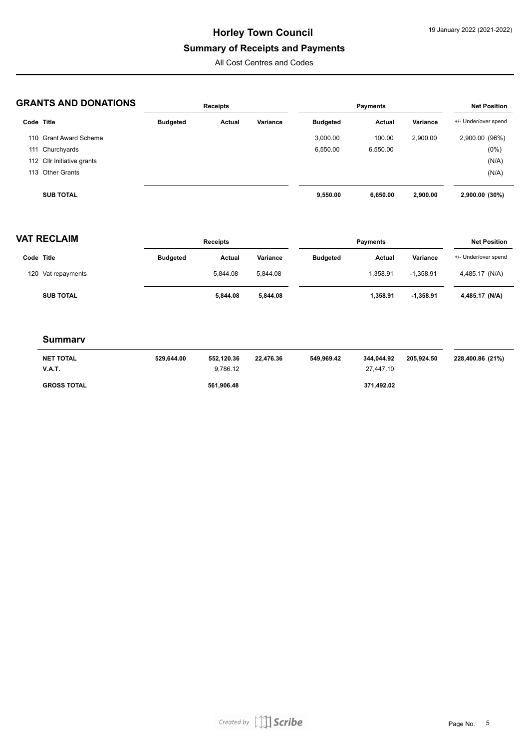# Horley Town Council

## Summary of Receipts and Payments

All Cost Centres and Codes

### GRANTS AND DONATIONS

| Code | Title | Receipts Budgeted | Receipts Actual | Receipts Variance | Payments Budgeted | Payments Actual | Payments Variance | Net Position +/- Under/over spend |
|---|---|---|---|---|---|---|---|---|
| 110 | Grant Award Scheme | | | | 3,000.00 | 100.00 | 2,900.00 | 2,900.00 (96%) |
| 111 | Churchyards | | | | 6,550.00 | 6,550.00 | | (0%) |
| 112 | Cllr Initiative grants | | | | | | | (N/A) |
| 113 | Other Grants | | | | | | | (N/A) |
| | **SUB TOTAL** | | | | **9,550.00** | **6,650.00** | **2,900.00** | **2,900.00 (30%)** |

### VAT RECLAIM

| Code | Title | Receipts Budgeted | Receipts Actual | Receipts Variance | Payments Budgeted | Payments Actual | Payments Variance | Net Position +/- Under/over spend |
|---|---|---|---|---|---|---|---|---|
| 120 | Vat repayments | | 5,844.08 | 5,844.08 | | 1,358.91 | -1,358.91 | 4,485.17 (N/A) |
| | **SUB TOTAL** | | **5,844.08** | **5,844.08** | | **1,358.91** | **-1,358.91** | **4,485.17 (N/A)** |

### Summary

| | Receipts Budgeted | Receipts Actual | Receipts Variance | Payments Budgeted | Payments Actual | Payments Variance | Net Position |
|---|---|---|---|---|---|---|---|
| **NET TOTAL** | **529,644.00** | **552,120.36** | **22,476.36** | **549,969.42** | **344,044.92** | **205,924.50** | **228,400.86 (21%)** |
| **V.A.T.** | | 9,786.12 | | | 27,447.10 | | |
| **GROSS TOTAL** | | **561,906.48** | | | **371,492.02** | | |